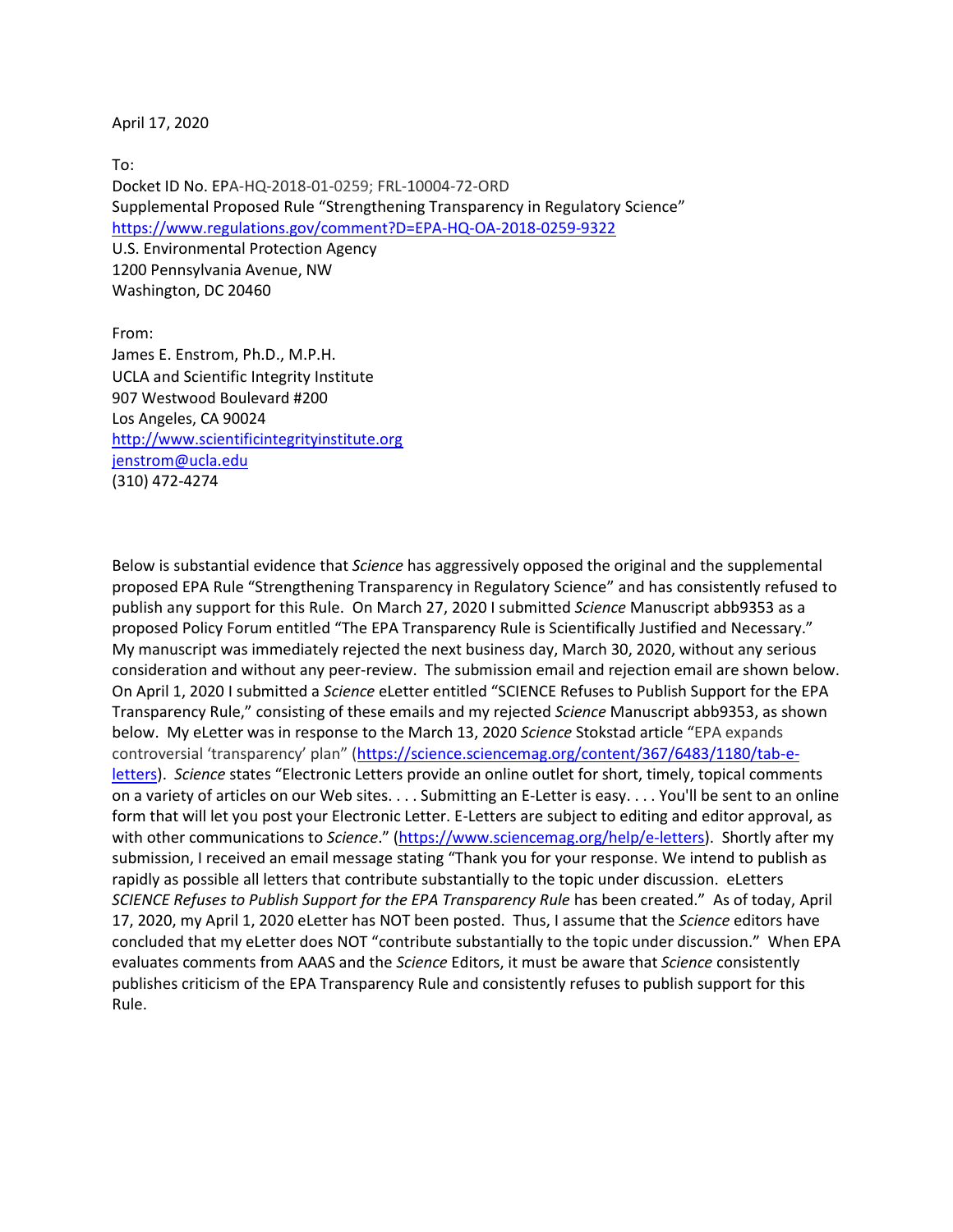April 17, 2020

To:
Docket ID No. EPA-HQ-2018-01-0259; FRL-10004-72-ORD
Supplemental Proposed Rule "Strengthening Transparency in Regulatory Science"
https://www.regulations.gov/comment?D=EPA-HQ-OA-2018-0259-9322
U.S. Environmental Protection Agency
1200 Pennsylvania Avenue, NW
Washington, DC 20460

From:
James E. Enstrom, Ph.D., M.P.H.
UCLA and Scientific Integrity Institute
907 Westwood Boulevard #200
Los Angeles, CA 90024
http://www.scientificintegrityinstitute.org
jenstrom@ucla.edu
(310) 472-4274

Below is substantial evidence that *Science* has aggressively opposed the original and the supplemental proposed EPA Rule "Strengthening Transparency in Regulatory Science" and has consistently refused to publish any support for this Rule. On March 27, 2020 I submitted *Science* Manuscript abb9353 as a proposed Policy Forum entitled "The EPA Transparency Rule is Scientifically Justified and Necessary." My manuscript was immediately rejected the next business day, March 30, 2020, without any serious consideration and without any peer-review. The submission email and rejection email are shown below. On April 1, 2020 I submitted a *Science* eLetter entitled "SCIENCE Refuses to Publish Support for the EPA Transparency Rule," consisting of these emails and my rejected *Science* Manuscript abb9353, as shown below. My eLetter was in response to the March 13, 2020 *Science* Stokstad article "EPA expands controversial 'transparency' plan" (https://science.sciencemag.org/content/367/6483/1180/tab-e-letters). *Science* states "Electronic Letters provide an online outlet for short, timely, topical comments on a variety of articles on our Web sites. . . . Submitting an E-Letter is easy. . . . You'll be sent to an online form that will let you post your Electronic Letter. E-Letters are subject to editing and editor approval, as with other communications to *Science*." (https://www.sciencemag.org/help/e-letters). Shortly after my submission, I received an email message stating "Thank you for your response. We intend to publish as rapidly as possible all letters that contribute substantially to the topic under discussion. eLetters *SCIENCE Refuses to Publish Support for the EPA Transparency Rule* has been created." As of today, April 17, 2020, my April 1, 2020 eLetter has NOT been posted. Thus, I assume that the *Science* editors have concluded that my eLetter does NOT "contribute substantially to the topic under discussion." When EPA evaluates comments from AAAS and the *Science* Editors, it must be aware that *Science* consistently publishes criticism of the EPA Transparency Rule and consistently refuses to publish support for this Rule.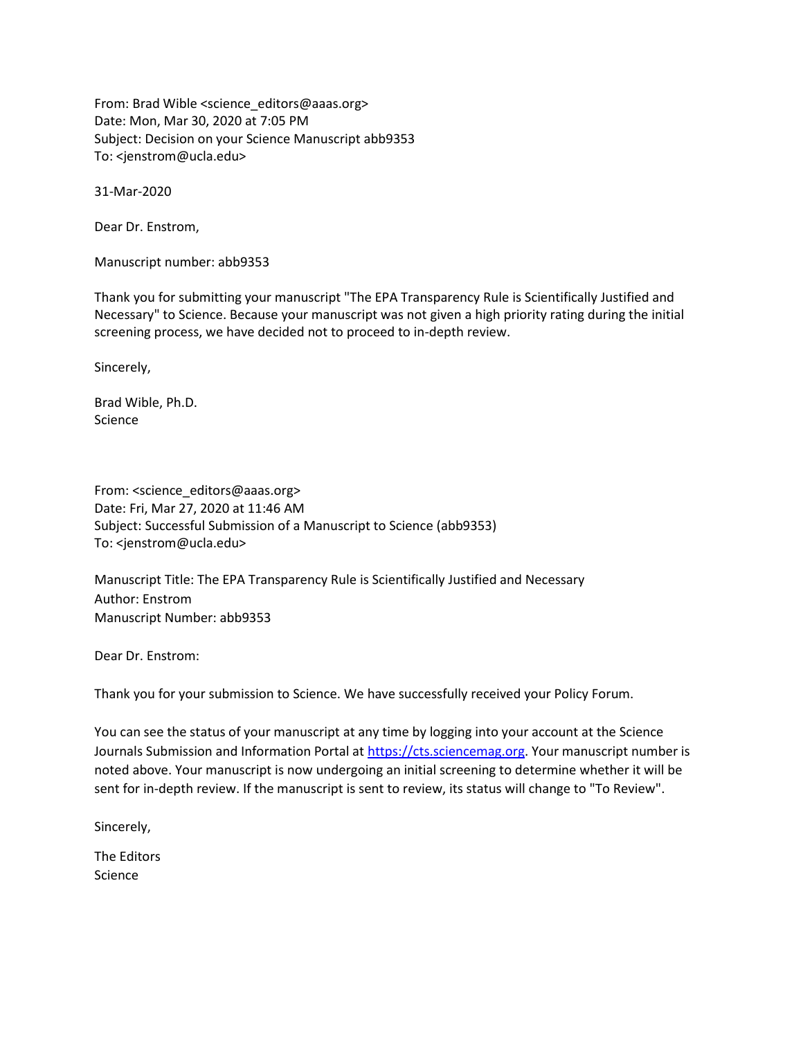From: Brad Wible <science_editors@aaas.org>
Date: Mon, Mar 30, 2020 at 7:05 PM
Subject: Decision on your Science Manuscript abb9353
To: <jenstrom@ucla.edu>

31-Mar-2020

Dear Dr. Enstrom,

Manuscript number: abb9353

Thank you for submitting your manuscript "The EPA Transparency Rule is Scientifically Justified and Necessary" to Science. Because your manuscript was not given a high priority rating during the initial screening process, we have decided not to proceed to in-depth review.

Sincerely,

Brad Wible, Ph.D.
Science

From: <science_editors@aaas.org>
Date: Fri, Mar 27, 2020 at 11:46 AM
Subject: Successful Submission of a Manuscript to Science (abb9353)
To: <jenstrom@ucla.edu>

Manuscript Title: The EPA Transparency Rule is Scientifically Justified and Necessary
Author: Enstrom
Manuscript Number: abb9353

Dear Dr. Enstrom:

Thank you for your submission to Science. We have successfully received your Policy Forum.

You can see the status of your manuscript at any time by logging into your account at the Science Journals Submission and Information Portal at https://cts.sciencemag.org. Your manuscript number is noted above. Your manuscript is now undergoing an initial screening to determine whether it will be sent for in-depth review. If the manuscript is sent to review, its status will change to "To Review".

Sincerely,

The Editors
Science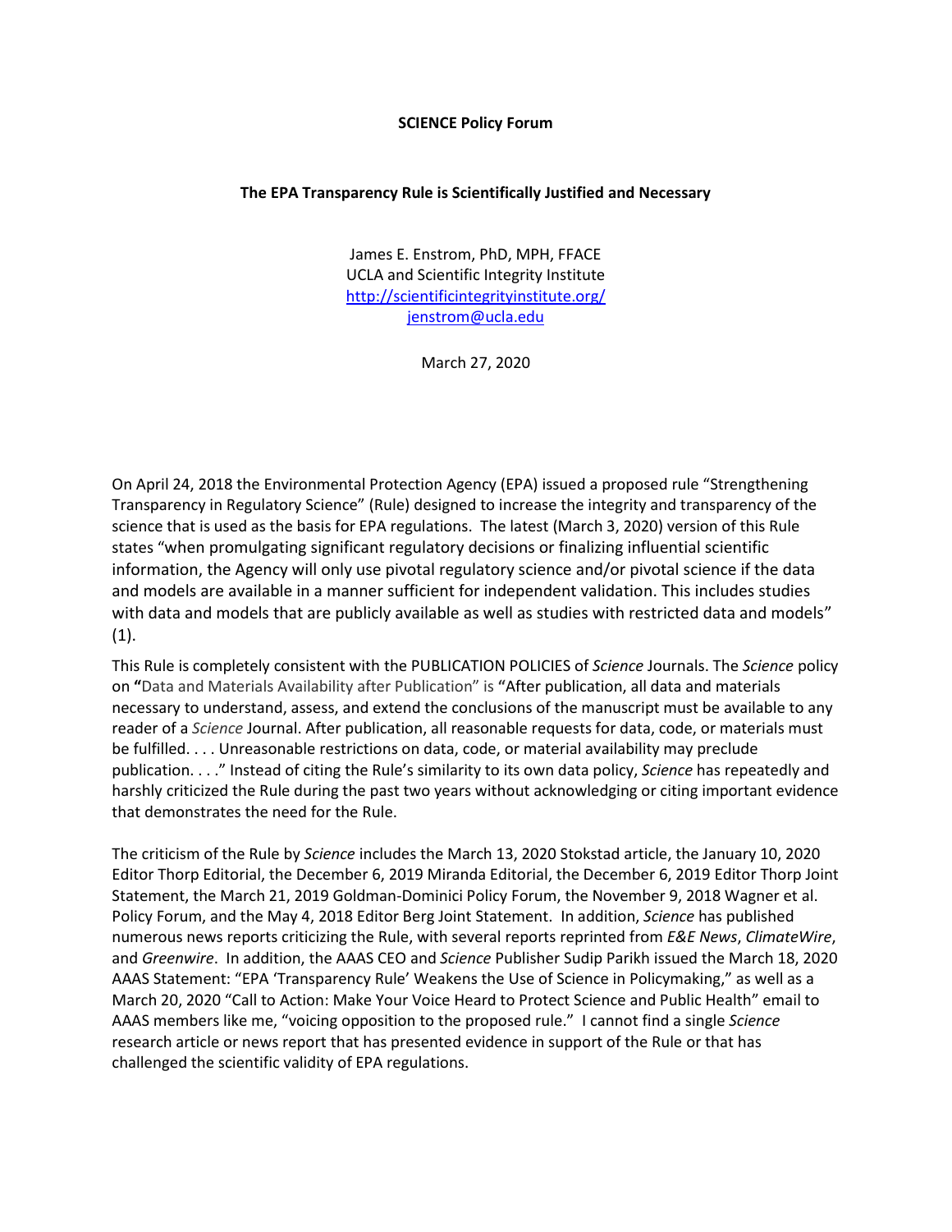**SCIENCE Policy Forum**

**The EPA Transparency Rule is Scientifically Justified and Necessary**

James E. Enstrom, PhD, MPH, FFACE
UCLA and Scientific Integrity Institute
http://scientificintegrityinstitute.org/
jenstrom@ucla.edu

March 27, 2020

On April 24, 2018 the Environmental Protection Agency (EPA) issued a proposed rule "Strengthening Transparency in Regulatory Science" (Rule) designed to increase the integrity and transparency of the science that is used as the basis for EPA regulations. The latest (March 3, 2020) version of this Rule states "when promulgating significant regulatory decisions or finalizing influential scientific information, the Agency will only use pivotal regulatory science and/or pivotal science if the data and models are available in a manner sufficient for independent validation. This includes studies with data and models that are publicly available as well as studies with restricted data and models" (1).

This Rule is completely consistent with the PUBLICATION POLICIES of *Science* Journals. The *Science* policy on **"**Data and Materials Availability after Publication" is "After publication, all data and materials necessary to understand, assess, and extend the conclusions of the manuscript must be available to any reader of a *Science* Journal. After publication, all reasonable requests for data, code, or materials must be fulfilled. . . . Unreasonable restrictions on data, code, or material availability may preclude publication. . . ." Instead of citing the Rule's similarity to its own data policy, *Science* has repeatedly and harshly criticized the Rule during the past two years without acknowledging or citing important evidence that demonstrates the need for the Rule.

The criticism of the Rule by *Science* includes the March 13, 2020 Stokstad article, the January 10, 2020 Editor Thorp Editorial, the December 6, 2019 Miranda Editorial, the December 6, 2019 Editor Thorp Joint Statement, the March 21, 2019 Goldman-Dominici Policy Forum, the November 9, 2018 Wagner et al. Policy Forum, and the May 4, 2018 Editor Berg Joint Statement. In addition, *Science* has published numerous news reports criticizing the Rule, with several reports reprinted from *E&E News*, *ClimateWire*, and *Greenwire*. In addition, the AAAS CEO and *Science* Publisher Sudip Parikh issued the March 18, 2020 AAAS Statement: "EPA 'Transparency Rule' Weakens the Use of Science in Policymaking," as well as a March 20, 2020 "Call to Action: Make Your Voice Heard to Protect Science and Public Health" email to AAAS members like me, "voicing opposition to the proposed rule." I cannot find a single *Science* research article or news report that has presented evidence in support of the Rule or that has challenged the scientific validity of EPA regulations.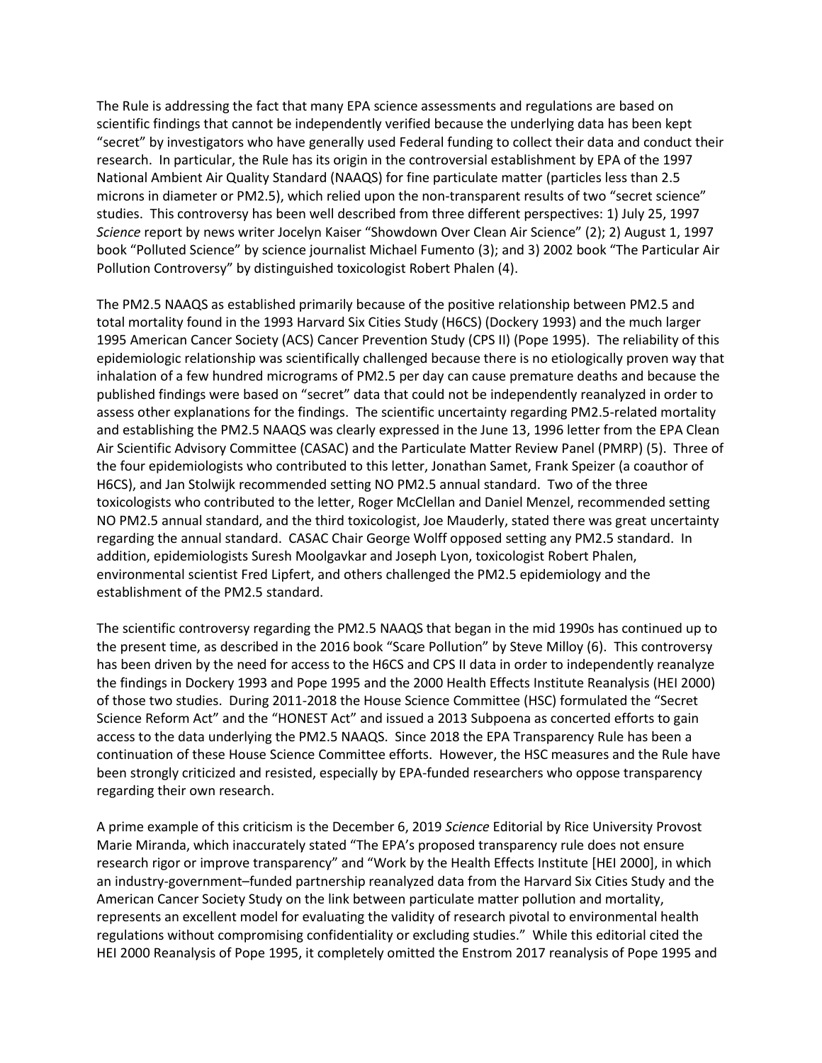The Rule is addressing the fact that many EPA science assessments and regulations are based on scientific findings that cannot be independently verified because the underlying data has been kept "secret" by investigators who have generally used Federal funding to collect their data and conduct their research. In particular, the Rule has its origin in the controversial establishment by EPA of the 1997 National Ambient Air Quality Standard (NAAQS) for fine particulate matter (particles less than 2.5 microns in diameter or PM2.5), which relied upon the non-transparent results of two "secret science" studies. This controversy has been well described from three different perspectives: 1) July 25, 1997 *Science* report by news writer Jocelyn Kaiser "Showdown Over Clean Air Science" (2); 2) August 1, 1997 book "Polluted Science" by science journalist Michael Fumento (3); and 3) 2002 book "The Particular Air Pollution Controversy" by distinguished toxicologist Robert Phalen (4).

The PM2.5 NAAQS as established primarily because of the positive relationship between PM2.5 and total mortality found in the 1993 Harvard Six Cities Study (H6CS) (Dockery 1993) and the much larger 1995 American Cancer Society (ACS) Cancer Prevention Study (CPS II) (Pope 1995). The reliability of this epidemiologic relationship was scientifically challenged because there is no etiologically proven way that inhalation of a few hundred micrograms of PM2.5 per day can cause premature deaths and because the published findings were based on "secret" data that could not be independently reanalyzed in order to assess other explanations for the findings. The scientific uncertainty regarding PM2.5-related mortality and establishing the PM2.5 NAAQS was clearly expressed in the June 13, 1996 letter from the EPA Clean Air Scientific Advisory Committee (CASAC) and the Particulate Matter Review Panel (PMRP) (5). Three of the four epidemiologists who contributed to this letter, Jonathan Samet, Frank Speizer (a coauthor of H6CS), and Jan Stolwijk recommended setting NO PM2.5 annual standard. Two of the three toxicologists who contributed to the letter, Roger McClellan and Daniel Menzel, recommended setting NO PM2.5 annual standard, and the third toxicologist, Joe Mauderly, stated there was great uncertainty regarding the annual standard. CASAC Chair George Wolff opposed setting any PM2.5 standard. In addition, epidemiologists Suresh Moolgavkar and Joseph Lyon, toxicologist Robert Phalen, environmental scientist Fred Lipfert, and others challenged the PM2.5 epidemiology and the establishment of the PM2.5 standard.

The scientific controversy regarding the PM2.5 NAAQS that began in the mid 1990s has continued up to the present time, as described in the 2016 book "Scare Pollution" by Steve Milloy (6). This controversy has been driven by the need for access to the H6CS and CPS II data in order to independently reanalyze the findings in Dockery 1993 and Pope 1995 and the 2000 Health Effects Institute Reanalysis (HEI 2000) of those two studies. During 2011-2018 the House Science Committee (HSC) formulated the "Secret Science Reform Act" and the "HONEST Act" and issued a 2013 Subpoena as concerted efforts to gain access to the data underlying the PM2.5 NAAQS. Since 2018 the EPA Transparency Rule has been a continuation of these House Science Committee efforts. However, the HSC measures and the Rule have been strongly criticized and resisted, especially by EPA-funded researchers who oppose transparency regarding their own research.

A prime example of this criticism is the December 6, 2019 *Science* Editorial by Rice University Provost Marie Miranda, which inaccurately stated "The EPA's proposed transparency rule does not ensure research rigor or improve transparency" and "Work by the Health Effects Institute [HEI 2000], in which an industry-government–funded partnership reanalyzed data from the Harvard Six Cities Study and the American Cancer Society Study on the link between particulate matter pollution and mortality, represents an excellent model for evaluating the validity of research pivotal to environmental health regulations without compromising confidentiality or excluding studies." While this editorial cited the HEI 2000 Reanalysis of Pope 1995, it completely omitted the Enstrom 2017 reanalysis of Pope 1995 and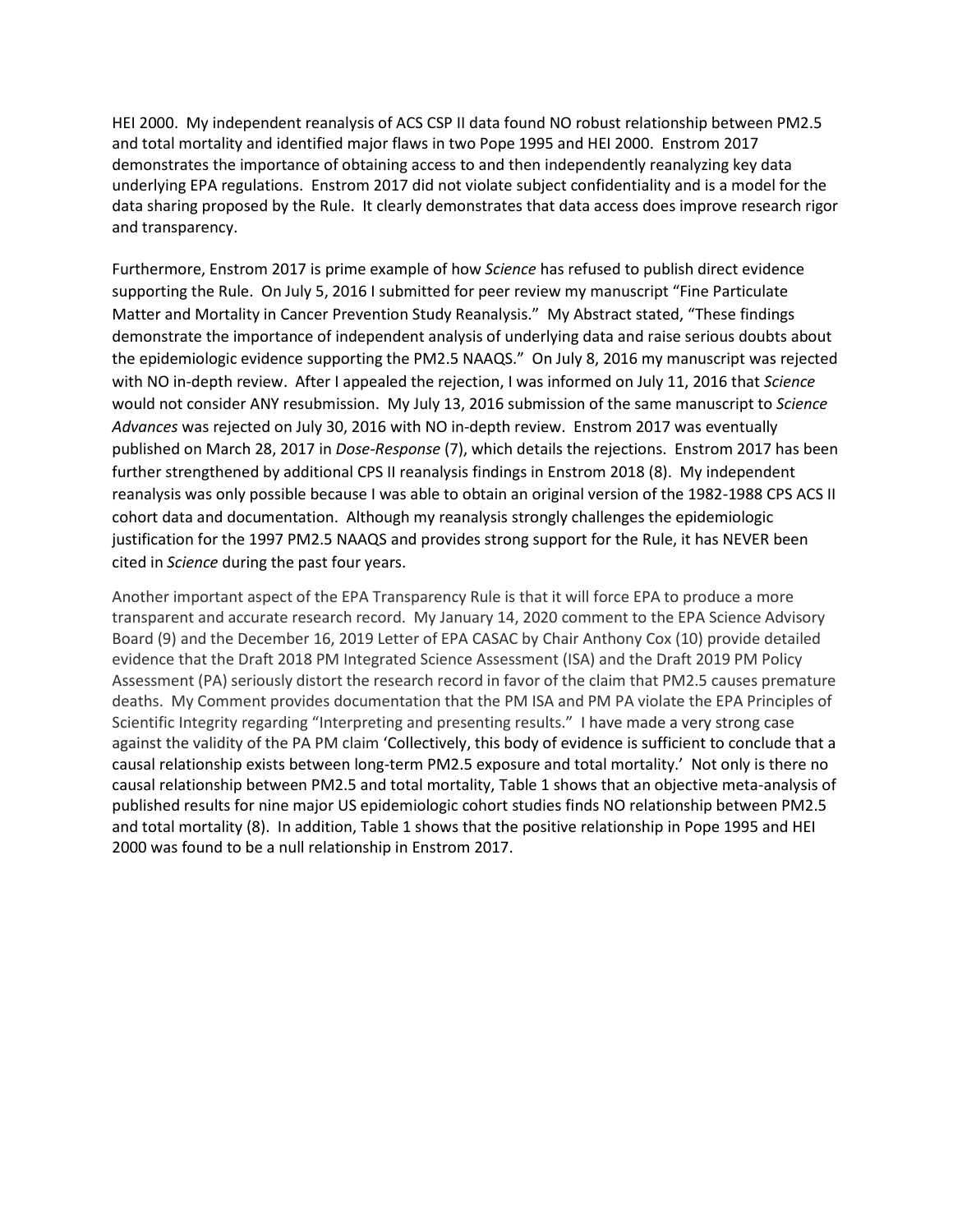HEI 2000. My independent reanalysis of ACS CSP II data found NO robust relationship between PM2.5 and total mortality and identified major flaws in two Pope 1995 and HEI 2000. Enstrom 2017 demonstrates the importance of obtaining access to and then independently reanalyzing key data underlying EPA regulations. Enstrom 2017 did not violate subject confidentiality and is a model for the data sharing proposed by the Rule. It clearly demonstrates that data access does improve research rigor and transparency.

Furthermore, Enstrom 2017 is prime example of how *Science* has refused to publish direct evidence supporting the Rule. On July 5, 2016 I submitted for peer review my manuscript "Fine Particulate Matter and Mortality in Cancer Prevention Study Reanalysis." My Abstract stated, "These findings demonstrate the importance of independent analysis of underlying data and raise serious doubts about the epidemiologic evidence supporting the PM2.5 NAAQS." On July 8, 2016 my manuscript was rejected with NO in-depth review. After I appealed the rejection, I was informed on July 11, 2016 that *Science* would not consider ANY resubmission. My July 13, 2016 submission of the same manuscript to *Science Advances* was rejected on July 30, 2016 with NO in-depth review. Enstrom 2017 was eventually published on March 28, 2017 in *Dose-Response* (7), which details the rejections. Enstrom 2017 has been further strengthened by additional CPS II reanalysis findings in Enstrom 2018 (8). My independent reanalysis was only possible because I was able to obtain an original version of the 1982-1988 CPS ACS II cohort data and documentation. Although my reanalysis strongly challenges the epidemiologic justification for the 1997 PM2.5 NAAQS and provides strong support for the Rule, it has NEVER been cited in *Science* during the past four years.

Another important aspect of the EPA Transparency Rule is that it will force EPA to produce a more transparent and accurate research record. My January 14, 2020 comment to the EPA Science Advisory Board (9) and the December 16, 2019 Letter of EPA CASAC by Chair Anthony Cox (10) provide detailed evidence that the Draft 2018 PM Integrated Science Assessment (ISA) and the Draft 2019 PM Policy Assessment (PA) seriously distort the research record in favor of the claim that PM2.5 causes premature deaths. My Comment provides documentation that the PM ISA and PM PA violate the EPA Principles of Scientific Integrity regarding "Interpreting and presenting results." I have made a very strong case against the validity of the PA PM claim 'Collectively, this body of evidence is sufficient to conclude that a causal relationship exists between long-term PM2.5 exposure and total mortality.' Not only is there no causal relationship between PM2.5 and total mortality, Table 1 shows that an objective meta-analysis of published results for nine major US epidemiologic cohort studies finds NO relationship between PM2.5 and total mortality (8). In addition, Table 1 shows that the positive relationship in Pope 1995 and HEI 2000 was found to be a null relationship in Enstrom 2017.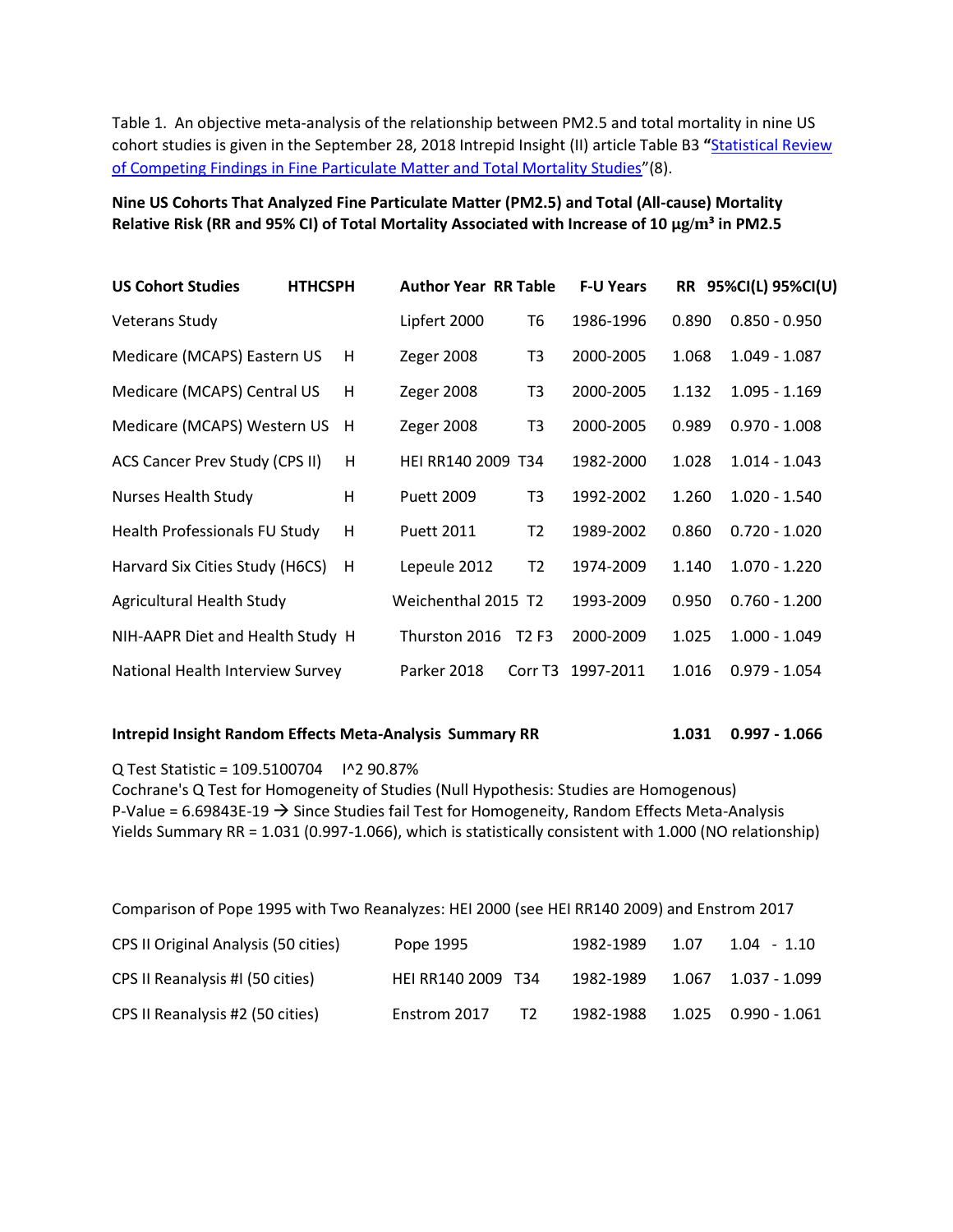Table 1. An objective meta-analysis of the relationship between PM2.5 and total mortality in nine US cohort studies is given in the September 28, 2018 Intrepid Insight (II) article Table B3 "Statistical Review of Competing Findings in Fine Particulate Matter and Total Mortality Studies"(8).

**Nine US Cohorts That Analyzed Fine Particulate Matter (PM2.5) and Total (All-cause) Mortality Relative Risk (RR and 95% CI) of Total Mortality Associated with Increase of 10 μg/m³ in PM2.5**

| US Cohort Studies | HTHCSPH | Author Year | RR Table | F-U Years | RR | 95%CI(L) 95%CI(U) |
|---|---|---|---|---|---|---|
| Veterans Study | | Lipfert 2000 | T6 | 1986-1996 | 0.890 | 0.850 - 0.950 |
| Medicare (MCAPS) Eastern US | H | Zeger 2008 | T3 | 2000-2005 | 1.068 | 1.049 - 1.087 |
| Medicare (MCAPS) Central US | H | Zeger 2008 | T3 | 2000-2005 | 1.132 | 1.095 - 1.169 |
| Medicare (MCAPS) Western US | H | Zeger 2008 | T3 | 2000-2005 | 0.989 | 0.970 - 1.008 |
| ACS Cancer Prev Study (CPS II) | H | HEI RR140 2009 | T34 | 1982-2000 | 1.028 | 1.014 - 1.043 |
| Nurses Health Study | H | Puett 2009 | T3 | 1992-2002 | 1.260 | 1.020 - 1.540 |
| Health Professionals FU Study | H | Puett 2011 | T2 | 1989-2002 | 0.860 | 0.720 - 1.020 |
| Harvard Six Cities Study (H6CS) | H | Lepeule 2012 | T2 | 1974-2009 | 1.140 | 1.070 - 1.220 |
| Agricultural Health Study | | Weichenthal 2015 | T2 | 1993-2009 | 0.950 | 0.760 - 1.200 |
| NIH-AAPR Diet and Health Study | H | Thurston 2016 | T2 F3 | 2000-2009 | 1.025 | 1.000 - 1.049 |
| National Health Interview Survey | | Parker 2018 | Corr T3 | 1997-2011 | 1.016 | 0.979 - 1.054 |
| **Intrepid Insight Random Effects Meta-Analysis Summary RR** | | | | | **1.031** | **0.997 - 1.066** |

Q Test Statistic = 109.5100704 I^2 90.87%
Cochrane's Q Test for Homogeneity of Studies (Null Hypothesis: Studies are Homogenous)
P-Value = 6.69843E-19 → Since Studies fail Test for Homogeneity, Random Effects Meta-Analysis Yields Summary RR = 1.031 (0.997-1.066), which is statistically consistent with 1.000 (NO relationship)

Comparison of Pope 1995 with Two Reanalyzes: HEI 2000 (see HEI RR140 2009) and Enstrom 2017

| | Author Year | RR Table | F-U Years | RR | 95%CI |
|---|---|---|---|---|---|
| CPS II Original Analysis (50 cities) | Pope 1995 | | 1982-1989 | 1.07 | 1.04 - 1.10 |
| CPS II Reanalysis #I (50 cities) | HEI RR140 2009 | T34 | 1982-1989 | 1.067 | 1.037 - 1.099 |
| CPS II Reanalysis #2 (50 cities) | Enstrom 2017 | T2 | 1982-1988 | 1.025 | 0.990 - 1.061 |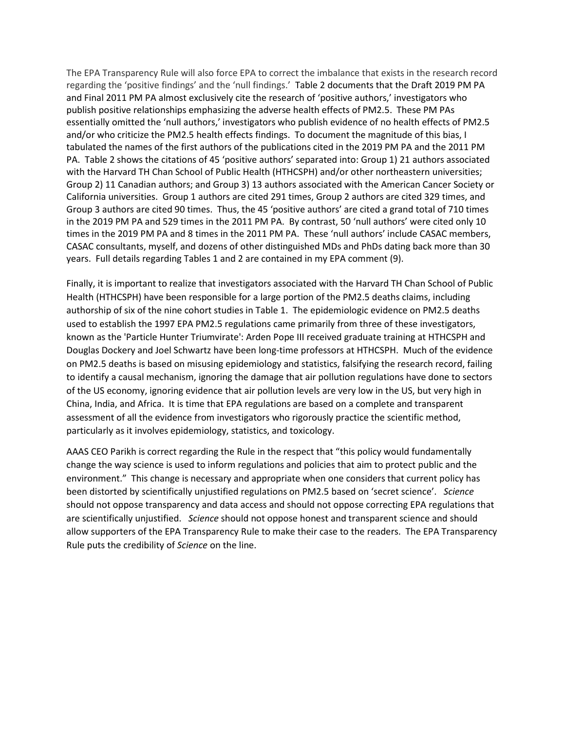The EPA Transparency Rule will also force EPA to correct the imbalance that exists in the research record regarding the 'positive findings' and the 'null findings.' Table 2 documents that the Draft 2019 PM PA and Final 2011 PM PA almost exclusively cite the research of 'positive authors,' investigators who publish positive relationships emphasizing the adverse health effects of PM2.5. These PM PAs essentially omitted the 'null authors,' investigators who publish evidence of no health effects of PM2.5 and/or who criticize the PM2.5 health effects findings. To document the magnitude of this bias, I tabulated the names of the first authors of the publications cited in the 2019 PM PA and the 2011 PM PA. Table 2 shows the citations of 45 'positive authors' separated into: Group 1) 21 authors associated with the Harvard TH Chan School of Public Health (HTHCSPH) and/or other northeastern universities; Group 2) 11 Canadian authors; and Group 3) 13 authors associated with the American Cancer Society or California universities. Group 1 authors are cited 291 times, Group 2 authors are cited 329 times, and Group 3 authors are cited 90 times. Thus, the 45 'positive authors' are cited a grand total of 710 times in the 2019 PM PA and 529 times in the 2011 PM PA. By contrast, 50 'null authors' were cited only 10 times in the 2019 PM PA and 8 times in the 2011 PM PA. These 'null authors' include CASAC members, CASAC consultants, myself, and dozens of other distinguished MDs and PhDs dating back more than 30 years. Full details regarding Tables 1 and 2 are contained in my EPA comment (9).

Finally, it is important to realize that investigators associated with the Harvard TH Chan School of Public Health (HTHCSPH) have been responsible for a large portion of the PM2.5 deaths claims, including authorship of six of the nine cohort studies in Table 1. The epidemiologic evidence on PM2.5 deaths used to establish the 1997 EPA PM2.5 regulations came primarily from three of these investigators, known as the 'Particle Hunter Triumvirate': Arden Pope III received graduate training at HTHCSPH and Douglas Dockery and Joel Schwartz have been long-time professors at HTHCSPH. Much of the evidence on PM2.5 deaths is based on misusing epidemiology and statistics, falsifying the research record, failing to identify a causal mechanism, ignoring the damage that air pollution regulations have done to sectors of the US economy, ignoring evidence that air pollution levels are very low in the US, but very high in China, India, and Africa. It is time that EPA regulations are based on a complete and transparent assessment of all the evidence from investigators who rigorously practice the scientific method, particularly as it involves epidemiology, statistics, and toxicology.

AAAS CEO Parikh is correct regarding the Rule in the respect that "this policy would fundamentally change the way science is used to inform regulations and policies that aim to protect public and the environment." This change is necessary and appropriate when one considers that current policy has been distorted by scientifically unjustified regulations on PM2.5 based on 'secret science'. *Science* should not oppose transparency and data access and should not oppose correcting EPA regulations that are scientifically unjustified. *Science* should not oppose honest and transparent science and should allow supporters of the EPA Transparency Rule to make their case to the readers. The EPA Transparency Rule puts the credibility of *Science* on the line.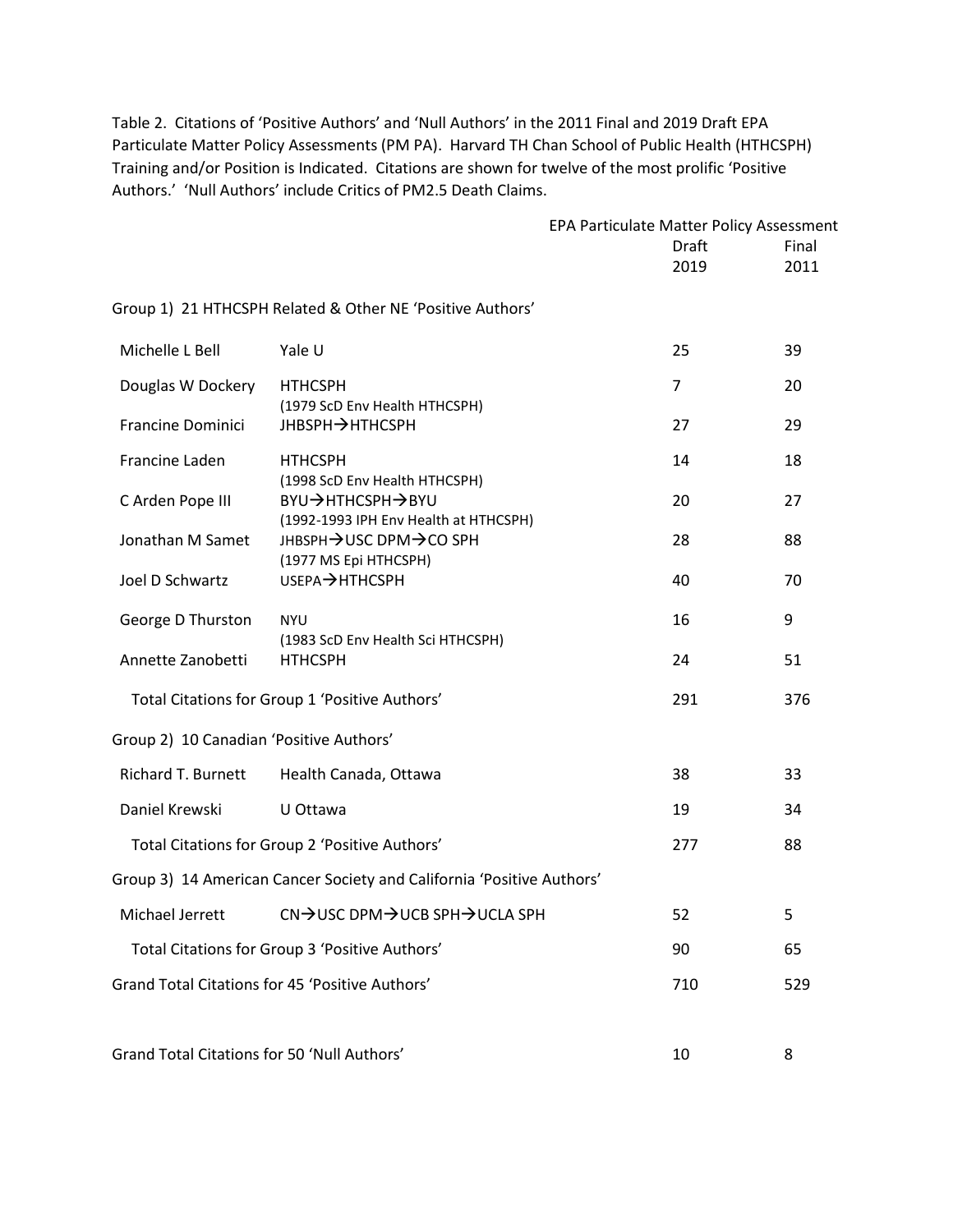Table 2. Citations of 'Positive Authors' and 'Null Authors' in the 2011 Final and 2019 Draft EPA Particulate Matter Policy Assessments (PM PA). Harvard TH Chan School of Public Health (HTHCSPH) Training and/or Position is Indicated. Citations are shown for twelve of the most prolific 'Positive Authors.' 'Null Authors' include Critics of PM2.5 Death Claims.

| | | EPA Particulate Matter Policy Assessment | |
|---|---|---|---|
| | | Draft 2019 | Final 2011 |
| **Group 1) 21 HTHCSPH Related & Other NE 'Positive Authors'** | | | |
| Michelle L Bell | Yale U | 25 | 39 |
| Douglas W Dockery | HTHCSPH (1979 ScD Env Health HTHCSPH) | 7 | 20 |
| Francine Dominici | JHBSPH→HTHCSPH | 27 | 29 |
| Francine Laden | HTHCSPH (1998 ScD Env Health HTHCSPH) | 14 | 18 |
| C Arden Pope III | BYU→HTHCSPH→BYU (1992-1993 IPH Env Health at HTHCSPH) | 20 | 27 |
| Jonathan M Samet | JHBSPH→USC DPM→CO SPH (1977 MS Epi HTHCSPH) | 28 | 88 |
| Joel D Schwartz | USEPA→HTHCSPH | 40 | 70 |
| George D Thurston | NYU (1983 ScD Env Health Sci HTHCSPH) | 16 | 9 |
| Annette Zanobetti | HTHCSPH | 24 | 51 |
| Total Citations for Group 1 'Positive Authors' | | 291 | 376 |
| **Group 2) 10 Canadian 'Positive Authors'** | | | |
| Richard T. Burnett | Health Canada, Ottawa | 38 | 33 |
| Daniel Krewski | U Ottawa | 19 | 34 |
| Total Citations for Group 2 'Positive Authors' | | 277 | 88 |
| **Group 3) 14 American Cancer Society and California 'Positive Authors'** | | | |
| Michael Jerrett | CN→USC DPM→UCB SPH→UCLA SPH | 52 | 5 |
| Total Citations for Group 3 'Positive Authors' | | 90 | 65 |
| Grand Total Citations for 45 'Positive Authors' | | 710 | 529 |
| Grand Total Citations for 50 'Null Authors' | | 10 | 8 |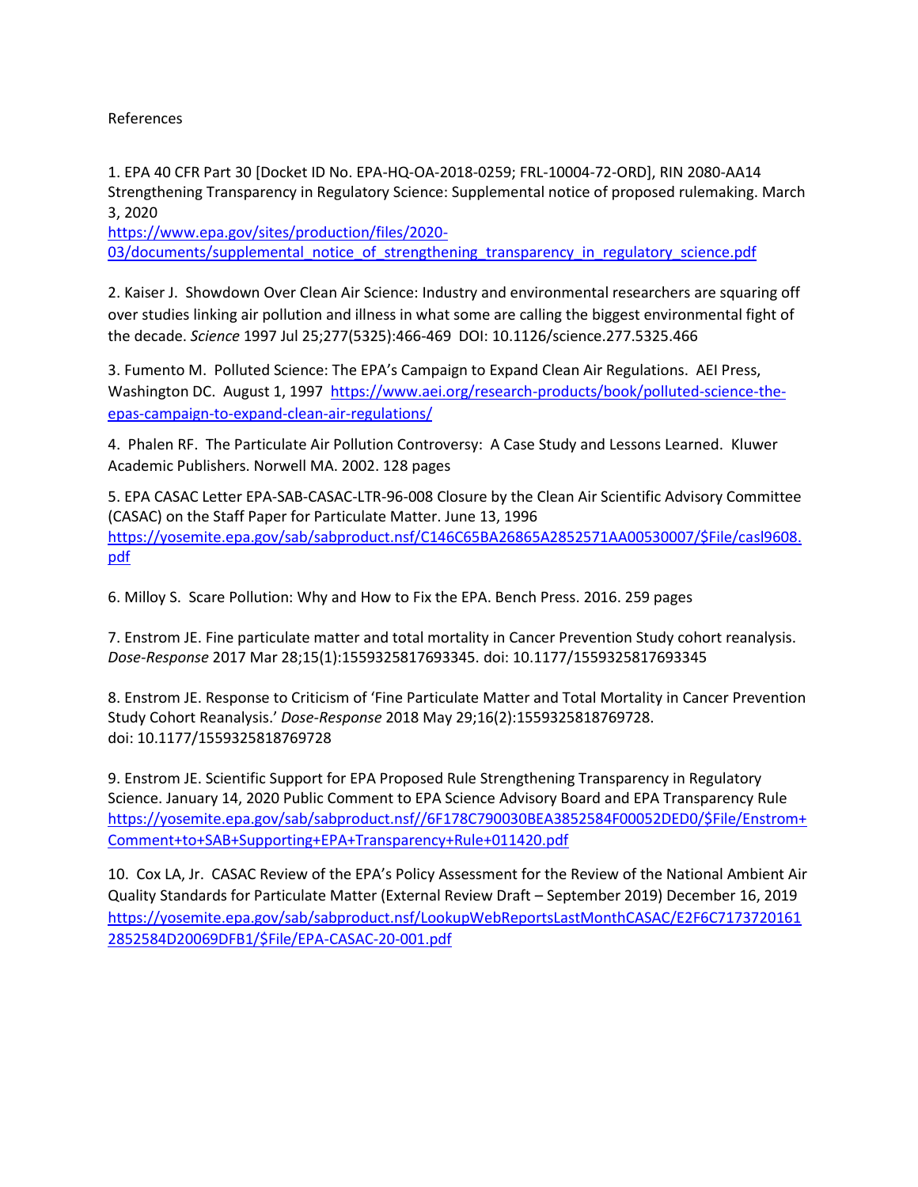References

1. EPA 40 CFR Part 30 [Docket ID No. EPA-HQ-OA-2018-0259; FRL-10004-72-ORD], RIN 2080-AA14 Strengthening Transparency in Regulatory Science: Supplemental notice of proposed rulemaking. March 3, 2020 https://www.epa.gov/sites/production/files/2020-03/documents/supplemental_notice_of_strengthening_transparency_in_regulatory_science.pdf

2. Kaiser J. Showdown Over Clean Air Science: Industry and environmental researchers are squaring off over studies linking air pollution and illness in what some are calling the biggest environmental fight of the decade. *Science* 1997 Jul 25;277(5325):466-469 DOI: 10.1126/science.277.5325.466

3. Fumento M. Polluted Science: The EPA's Campaign to Expand Clean Air Regulations. AEI Press, Washington DC. August 1, 1997 https://www.aei.org/research-products/book/polluted-science-the-epas-campaign-to-expand-clean-air-regulations/

4. Phalen RF. The Particulate Air Pollution Controversy: A Case Study and Lessons Learned. Kluwer Academic Publishers. Norwell MA. 2002. 128 pages

5. EPA CASAC Letter EPA-SAB-CASAC-LTR-96-008 Closure by the Clean Air Scientific Advisory Committee (CASAC) on the Staff Paper for Particulate Matter. June 13, 1996 https://yosemite.epa.gov/sab/sabproduct.nsf/C146C65BA26865A2852571AA00530007/$File/casl9608.pdf

6. Milloy S. Scare Pollution: Why and How to Fix the EPA. Bench Press. 2016. 259 pages

7. Enstrom JE. Fine particulate matter and total mortality in Cancer Prevention Study cohort reanalysis. *Dose-Response* 2017 Mar 28;15(1):1559325817693345. doi: 10.1177/1559325817693345

8. Enstrom JE. Response to Criticism of 'Fine Particulate Matter and Total Mortality in Cancer Prevention Study Cohort Reanalysis.' *Dose-Response* 2018 May 29;16(2):1559325818769728. doi: 10.1177/1559325818769728

9. Enstrom JE. Scientific Support for EPA Proposed Rule Strengthening Transparency in Regulatory Science. January 14, 2020 Public Comment to EPA Science Advisory Board and EPA Transparency Rule https://yosemite.epa.gov/sab/sabproduct.nsf//6F178C790030BEA3852584F00052DED0/$File/Enstrom+Comment+to+SAB+Supporting+EPA+Transparency+Rule+011420.pdf

10. Cox LA, Jr. CASAC Review of the EPA's Policy Assessment for the Review of the National Ambient Air Quality Standards for Particulate Matter (External Review Draft – September 2019) December 16, 2019 https://yosemite.epa.gov/sab/sabproduct.nsf/LookupWebReportsLastMonthCASAC/E2F6C71737201612852584D20069DFB1/$File/EPA-CASAC-20-001.pdf